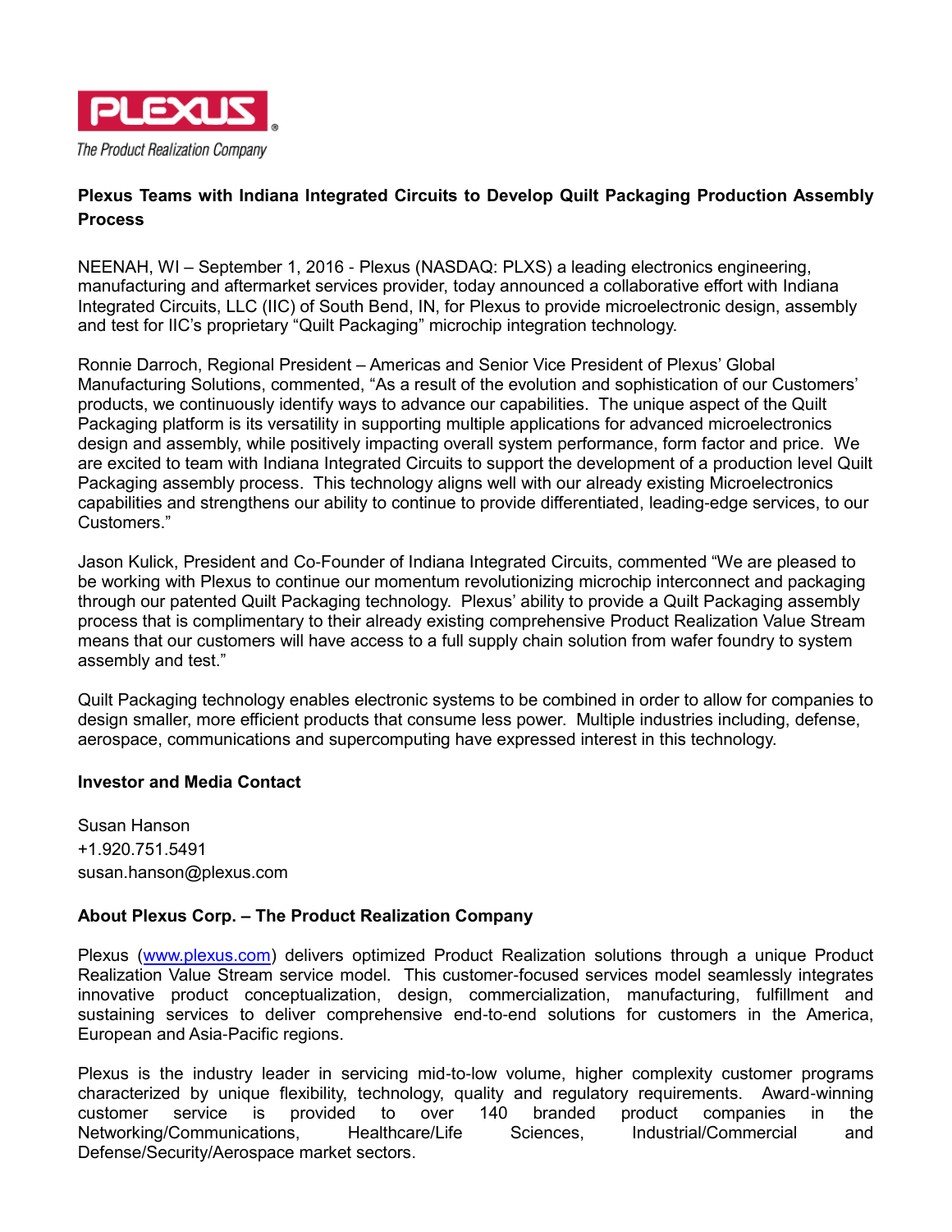**PLEXUS®**

*The Product Realization Company*

# Plexus Teams with Indiana Integrated Circuits to Develop Quilt Packaging Production Assembly Process

NEENAH, WI – September 1, 2016 - Plexus (NASDAQ: PLXS) a leading electronics engineering, manufacturing and aftermarket services provider, today announced a collaborative effort with Indiana Integrated Circuits, LLC (IIC) of South Bend, IN, for Plexus to provide microelectronic design, assembly and test for IIC's proprietary "Quilt Packaging" microchip integration technology.

Ronnie Darroch, Regional President – Americas and Senior Vice President of Plexus' Global Manufacturing Solutions, commented, "As a result of the evolution and sophistication of our Customers' products, we continuously identify ways to advance our capabilities. The unique aspect of the Quilt Packaging platform is its versatility in supporting multiple applications for advanced microelectronics design and assembly, while positively impacting overall system performance, form factor and price. We are excited to team with Indiana Integrated Circuits to support the development of a production level Quilt Packaging assembly process. This technology aligns well with our already existing Microelectronics capabilities and strengthens our ability to continue to provide differentiated, leading-edge services, to our Customers."

Jason Kulick, President and Co-Founder of Indiana Integrated Circuits, commented "We are pleased to be working with Plexus to continue our momentum revolutionizing microchip interconnect and packaging through our patented Quilt Packaging technology. Plexus' ability to provide a Quilt Packaging assembly process that is complimentary to their already existing comprehensive Product Realization Value Stream means that our customers will have access to a full supply chain solution from wafer foundry to system assembly and test."

Quilt Packaging technology enables electronic systems to be combined in order to allow for companies to design smaller, more efficient products that consume less power. Multiple industries including, defense, aerospace, communications and supercomputing have expressed interest in this technology.

**Investor and Media Contact**

Susan Hanson
+1.920.751.5491
susan.hanson@plexus.com

**About Plexus Corp. – The Product Realization Company**

Plexus (www.plexus.com) delivers optimized Product Realization solutions through a unique Product Realization Value Stream service model. This customer-focused services model seamlessly integrates innovative product conceptualization, design, commercialization, manufacturing, fulfillment and sustaining services to deliver comprehensive end-to-end solutions for customers in the America, European and Asia-Pacific regions.

Plexus is the industry leader in servicing mid-to-low volume, higher complexity customer programs characterized by unique flexibility, technology, quality and regulatory requirements. Award-winning customer service is provided to over 140 branded product companies in the Networking/Communications, Healthcare/Life Sciences, Industrial/Commercial and Defense/Security/Aerospace market sectors.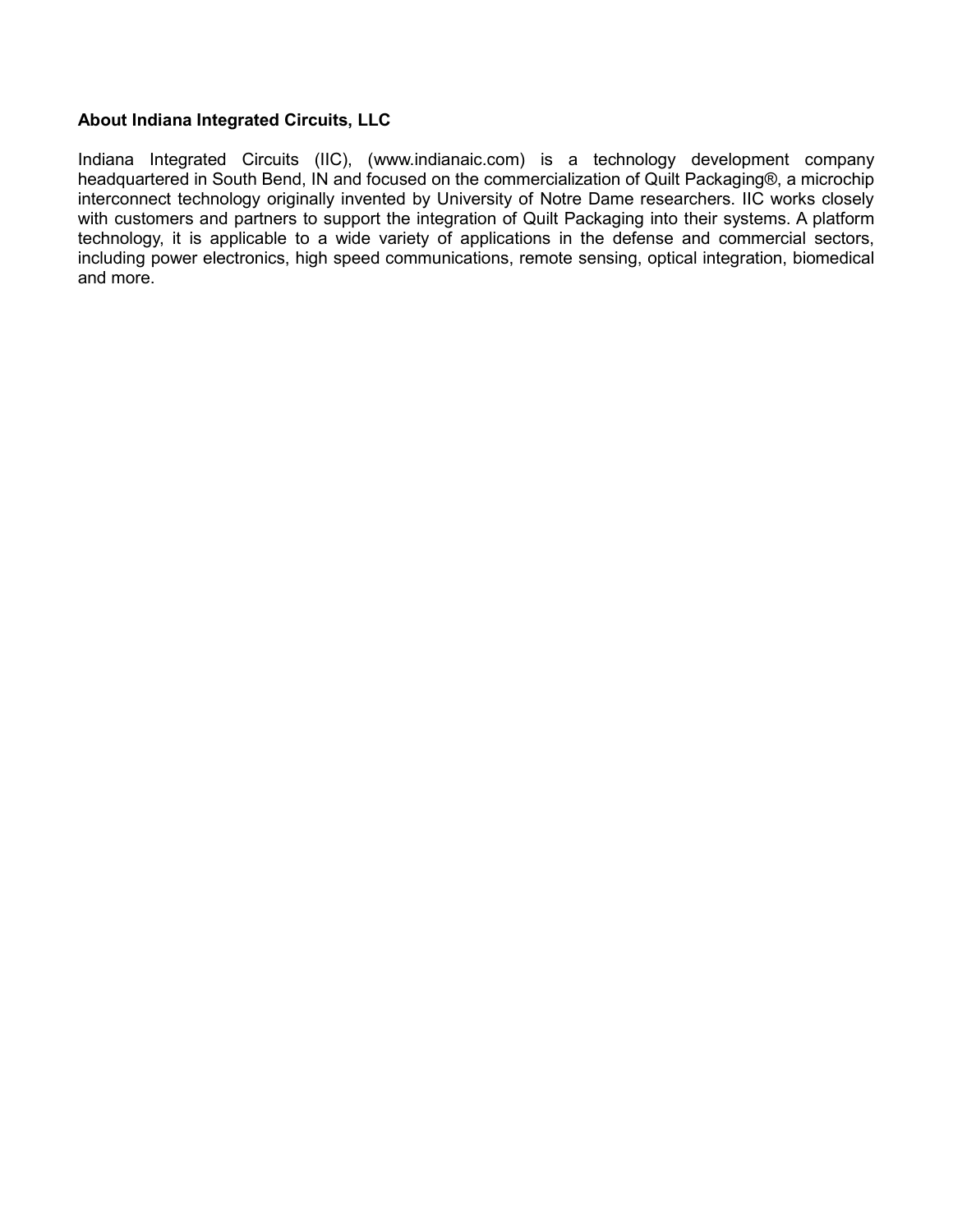**About Indiana Integrated Circuits, LLC**

Indiana Integrated Circuits (IIC), (www.indianaic.com) is a technology development company headquartered in South Bend, IN and focused on the commercialization of Quilt Packaging®, a microchip interconnect technology originally invented by University of Notre Dame researchers. IIC works closely with customers and partners to support the integration of Quilt Packaging into their systems. A platform technology, it is applicable to a wide variety of applications in the defense and commercial sectors, including power electronics, high speed communications, remote sensing, optical integration, biomedical and more.